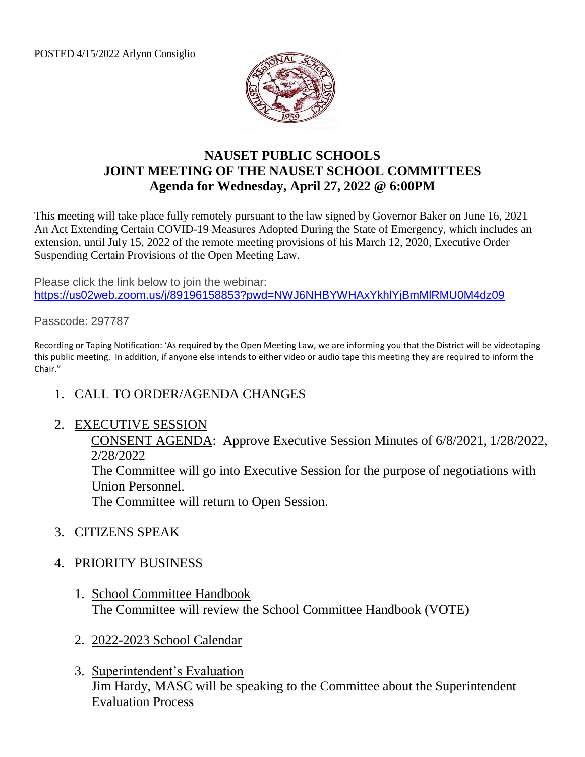POSTED 4/15/2022 Arlynn Consiglio

# NAUSET PUBLIC SCHOOLS
## JOINT MEETING OF THE NAUSET SCHOOL COMMITTEES
## Agenda for Wednesday, April 27, 2022 @ 6:00PM

This meeting will take place fully remotely pursuant to the law signed by Governor Baker on June 16, 2021 – An Act Extending Certain COVID-19 Measures Adopted During the State of Emergency, which includes an extension, until July 15, 2022 of the remote meeting provisions of his March 12, 2020, Executive Order Suspending Certain Provisions of the Open Meeting Law.

Please click the link below to join the webinar:
https://us02web.zoom.us/j/89196158853?pwd=NWJ6NHBYWHAxYkhlYjBmMlRMU0M4dz09

Passcode: 297787

Recording or Taping Notification: 'As required by the Open Meeting Law, we are informing you that the District will be videotaping this public meeting. In addition, if anyone else intends to either video or audio tape this meeting they are required to inform the Chair."

1. CALL TO ORDER/AGENDA CHANGES

2. EXECUTIVE SESSION
   CONSENT AGENDA: Approve Executive Session Minutes of 6/8/2021, 1/28/2022, 2/28/2022
   The Committee will go into Executive Session for the purpose of negotiations with Union Personnel.
   The Committee will return to Open Session.

3. CITIZENS SPEAK

4. PRIORITY BUSINESS

   1. School Committee Handbook
      The Committee will review the School Committee Handbook (VOTE)

   2. 2022-2023 School Calendar

   3. Superintendent's Evaluation
      Jim Hardy, MASC will be speaking to the Committee about the Superintendent Evaluation Process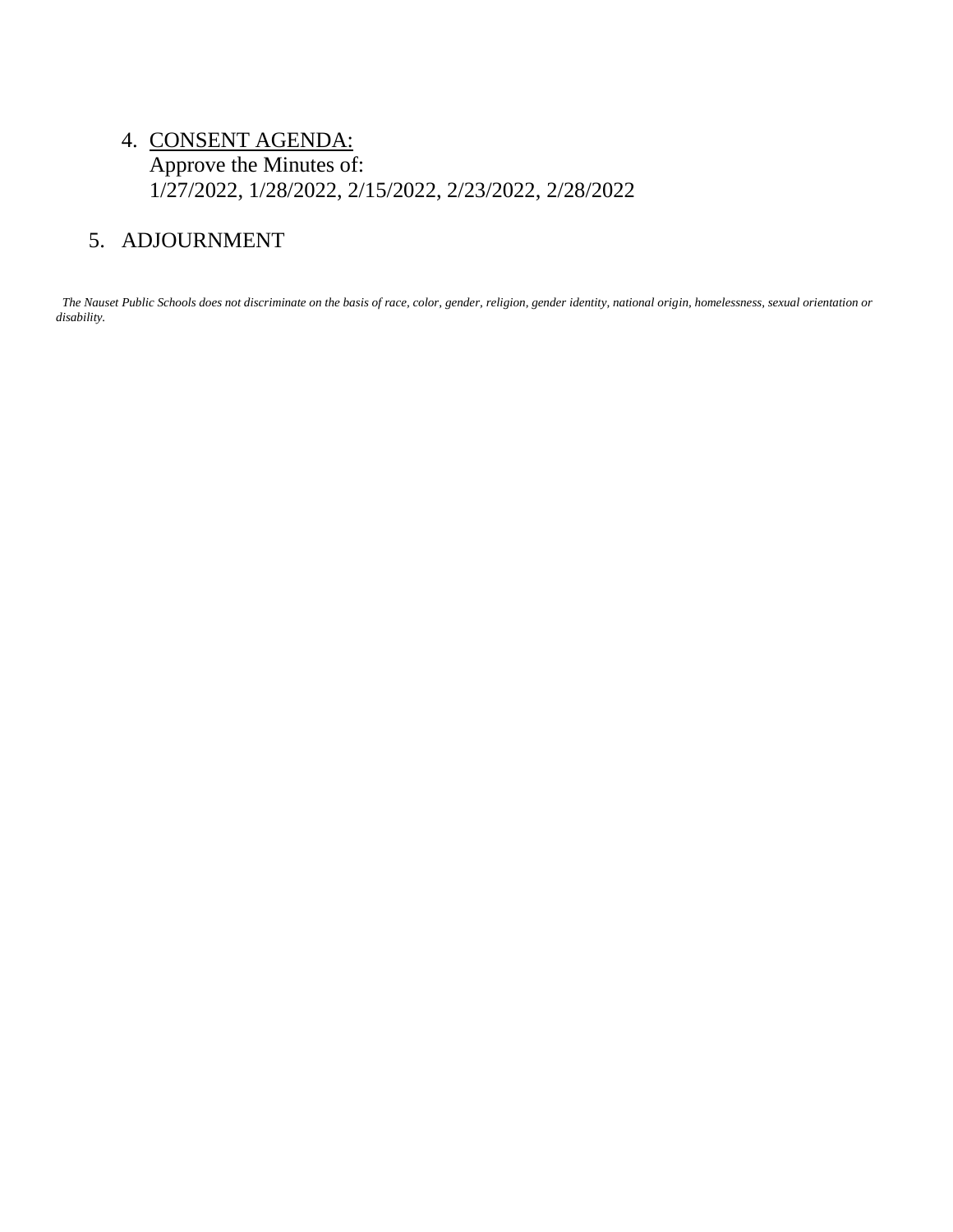4. <u>CONSENT AGENDA:</u>
   Approve the Minutes of:
   1/27/2022, 1/28/2022, 2/15/2022, 2/23/2022, 2/28/2022

5. ADJOURNMENT

*The Nauset Public Schools does not discriminate on the basis of race, color, gender, religion, gender identity, national origin, homelessness, sexual orientation or disability.*